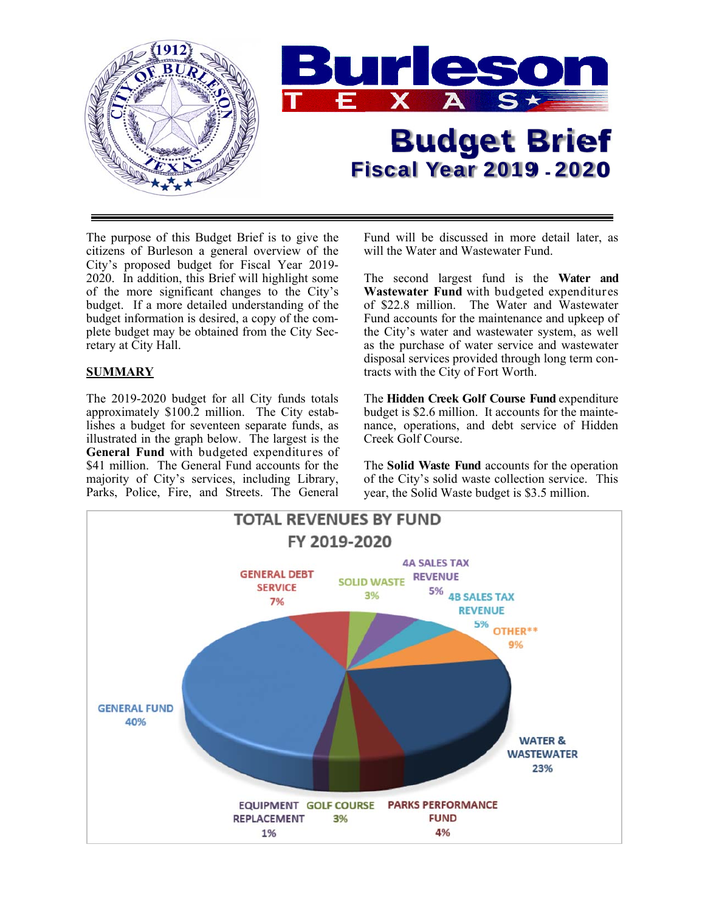# Burleson TEXAS

# Budget Brief

## Fiscal Year 2019 - 2020

The purpose of this Budget Brief is to give the citizens of Burleson a general overview of the City's proposed budget for Fiscal Year 2019-2020. In addition, this Brief will highlight some of the more significant changes to the City's budget. If a more detailed understanding of the budget information is desired, a copy of the complete budget may be obtained from the City Secretary at City Hall.

### SUMMARY

The 2019-2020 budget for all City funds totals approximately $100.2 million. The City establishes a budget for seventeen separate funds, as illustrated in the graph below. The largest is the **General Fund** with budgeted expenditures of $41 million. The General Fund accounts for the majority of City's services, including Library, Parks, Police, Fire, and Streets. The General Fund will be discussed in more detail later, as will the Water and Wastewater Fund.

The second largest fund is the **Water and Wastewater Fund** with budgeted expenditures of $22.8 million. The Water and Wastewater Fund accounts for the maintenance and upkeep of the City's water and wastewater system, as well as the purchase of water service and wastewater disposal services provided through long term contracts with the City of Fort Worth.

The **Hidden Creek Golf Course Fund** expenditure budget is $2.6 million. It accounts for the maintenance, operations, and debt service of Hidden Creek Golf Course.

The **Solid Waste Fund** accounts for the operation of the City's solid waste collection service. This year, the Solid Waste budget is $3.5 million.

**TOTAL REVENUES BY FUND FY 2019-2020**

| Fund | Percent |
|---|---|
| GENERAL FUND | 40% |
| WATER & WASTEWATER | 23% |
| OTHER** | 9% |
| GENERAL DEBT SERVICE | 7% |
| 4A SALES TAX REVENUE | 5% |
| 4B SALES TAX REVENUE | 5% |
| PARKS PERFORMANCE FUND | 4% |
| SOLID WASTE | 3% |
| GOLF COURSE | 3% |
| EQUIPMENT REPLACEMENT | 1% |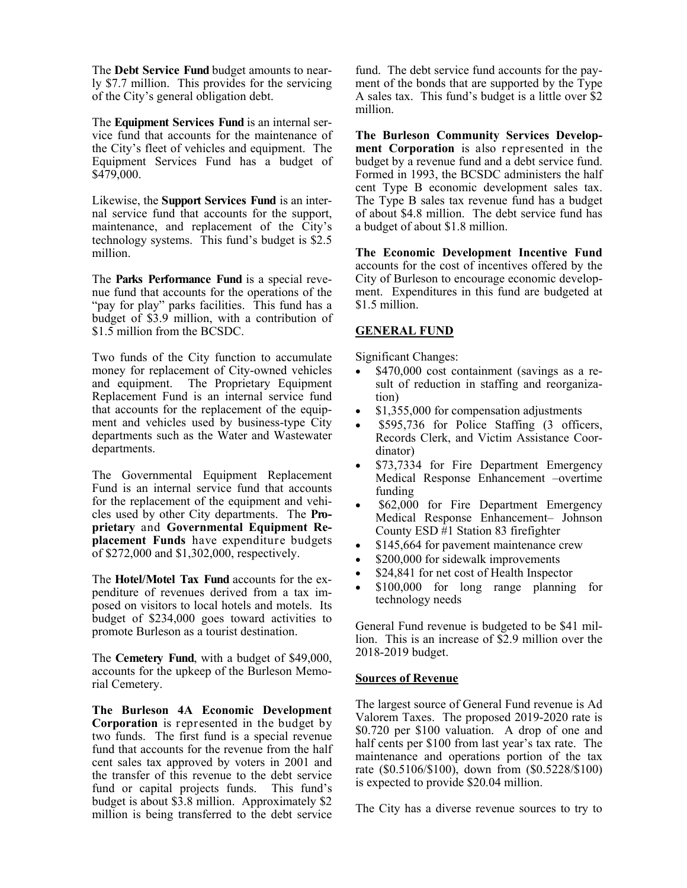The **Debt Service Fund** budget amounts to nearly \$7.7 million. This provides for the servicing of the City's general obligation debt.

The **Equipment Services Fund** is an internal service fund that accounts for the maintenance of the City's fleet of vehicles and equipment. The Equipment Services Fund has a budget of \$479,000.

Likewise, the **Support Services Fund** is an internal service fund that accounts for the support, maintenance, and replacement of the City's technology systems. This fund's budget is \$2.5 million.

The **Parks Performance Fund** is a special revenue fund that accounts for the operations of the "pay for play" parks facilities. This fund has a budget of \$3.9 million, with a contribution of \$1.5 million from the BCSDC.

Two funds of the City function to accumulate money for replacement of City-owned vehicles and equipment. The Proprietary Equipment Replacement Fund is an internal service fund that accounts for the replacement of the equipment and vehicles used by business-type City departments such as the Water and Wastewater departments.

The Governmental Equipment Replacement Fund is an internal service fund that accounts for the replacement of the equipment and vehicles used by other City departments. The **Proprietary** and **Governmental Equipment Replacement Funds** have expenditure budgets of \$272,000 and \$1,302,000, respectively.

The **Hotel/Motel Tax Fund** accounts for the expenditure of revenues derived from a tax imposed on visitors to local hotels and motels. Its budget of \$234,000 goes toward activities to promote Burleson as a tourist destination.

The **Cemetery Fund**, with a budget of \$49,000, accounts for the upkeep of the Burleson Memorial Cemetery.

**The Burleson 4A Economic Development Corporation** is represented in the budget by two funds. The first fund is a special revenue fund that accounts for the revenue from the half cent sales tax approved by voters in 2001 and the transfer of this revenue to the debt service fund or capital projects funds. This fund's budget is about \$3.8 million. Approximately \$2 million is being transferred to the debt service fund. The debt service fund accounts for the payment of the bonds that are supported by the Type A sales tax. This fund's budget is a little over \$2 million.

**The Burleson Community Services Development Corporation** is also represented in the budget by a revenue fund and a debt service fund. Formed in 1993, the BCSDC administers the half cent Type B economic development sales tax. The Type B sales tax revenue fund has a budget of about \$4.8 million. The debt service fund has a budget of about \$1.8 million.

**The Economic Development Incentive Fund** accounts for the cost of incentives offered by the City of Burleson to encourage economic development. Expenditures in this fund are budgeted at \$1.5 million.

## GENERAL FUND

Significant Changes:

- \$470,000 cost containment (savings as a result of reduction in staffing and reorganization)
- \$1,355,000 for compensation adjustments
- \$595,736 for Police Staffing (3 officers, Records Clerk, and Victim Assistance Coordinator)
- \$73,7334 for Fire Department Emergency Medical Response Enhancement –overtime funding
- \$62,000 for Fire Department Emergency Medical Response Enhancement– Johnson County ESD #1 Station 83 firefighter
- \$145,664 for pavement maintenance crew
- \$200,000 for sidewalk improvements
- \$24,841 for net cost of Health Inspector
- \$100,000 for long range planning for technology needs

General Fund revenue is budgeted to be \$41 million. This is an increase of \$2.9 million over the 2018-2019 budget.

### Sources of Revenue

The largest source of General Fund revenue is Ad Valorem Taxes. The proposed 2019-2020 rate is \$0.720 per \$100 valuation. A drop of one and half cents per \$100 from last year's tax rate. The maintenance and operations portion of the tax rate (\$0.5106/\$100), down from (\$0.5228/\$100) is expected to provide \$20.04 million.

The City has a diverse revenue sources to try to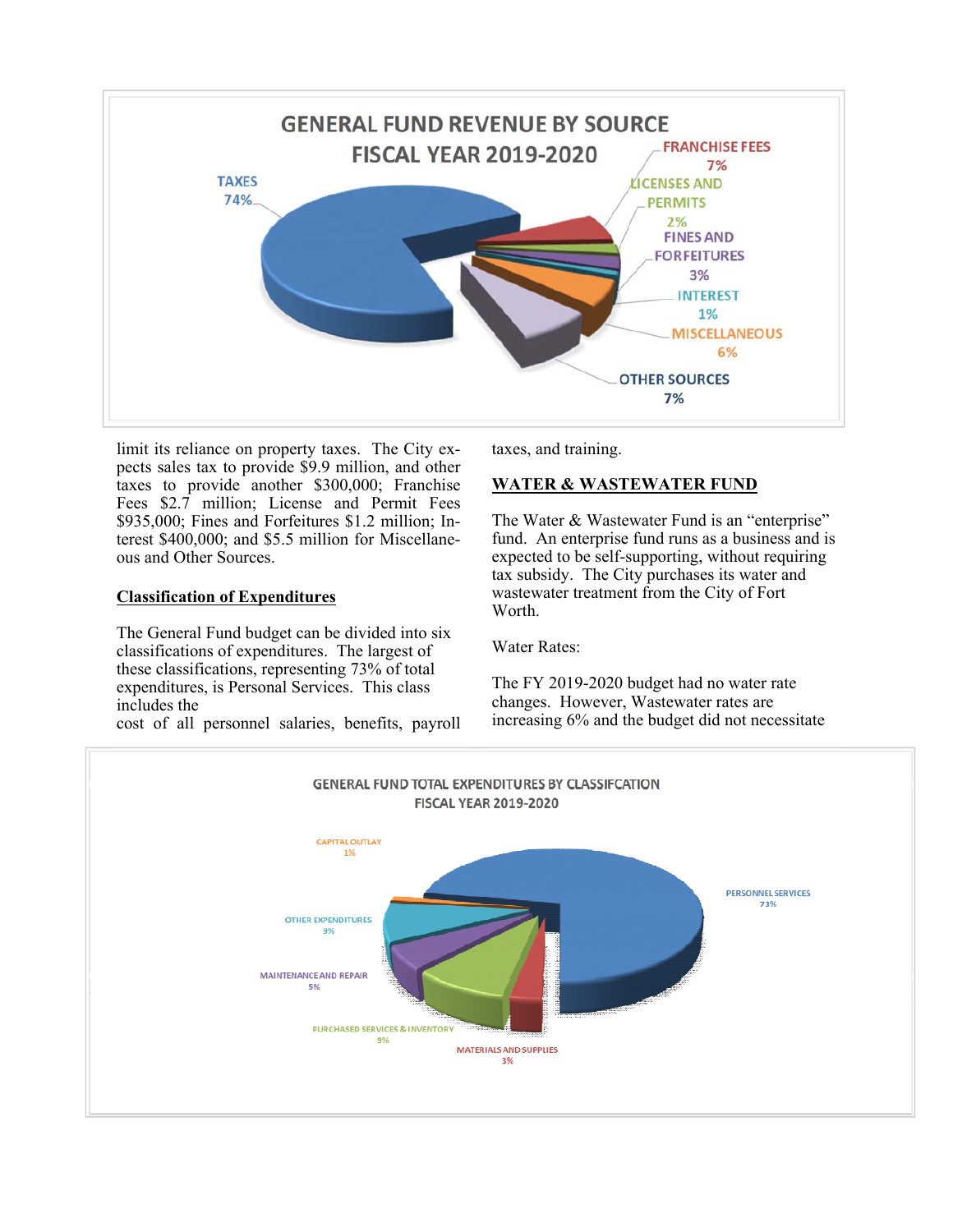GENERAL FUND REVENUE BY SOURCE
FISCAL YEAR 2019-2020

TAXES 74%
FRANCHISE FEES 7%
LICENSES AND PERMITS 2%
FINES AND FORFEITURES 3%
INTEREST 1%
MISCELLANEOUS 6%
OTHER SOURCES 7%

limit its reliance on property taxes. The City expects sales tax to provide $9.9 million, and other taxes to provide another $300,000; Franchise Fees $2.7 million; License and Permit Fees $935,000; Fines and Forfeitures $1.2 million; Interest $400,000; and $5.5 million for Miscellaneous and Other Sources.

**Classification of Expenditures**

The General Fund budget can be divided into six classifications of expenditures. The largest of these classifications, representing 73% of total expenditures, is Personal Services. This class includes the cost of all personnel salaries, benefits, payroll taxes, and training.

**WATER & WASTEWATER FUND**

The Water & Wastewater Fund is an "enterprise" fund. An enterprise fund runs as a business and is expected to be self-supporting, without requiring tax subsidy. The City purchases its water and wastewater treatment from the City of Fort Worth.

Water Rates:

The FY 2019-2020 budget had no water rate changes. However, Wastewater rates are increasing 6% and the budget did not necessitate

GENERAL FUND TOTAL EXPENDITURES BY CLASSIFCATION
FISCAL YEAR 2019-2020

PERSONNEL SERVICES 73%
CAPITAL OUTLAY 1%
OTHER EXPENDITURES 9%
MAINTENANCE AND REPAIR 5%
PURCHASED SERVICES & INVENTORY 9%
MATERIALS AND SUPPLIES 3%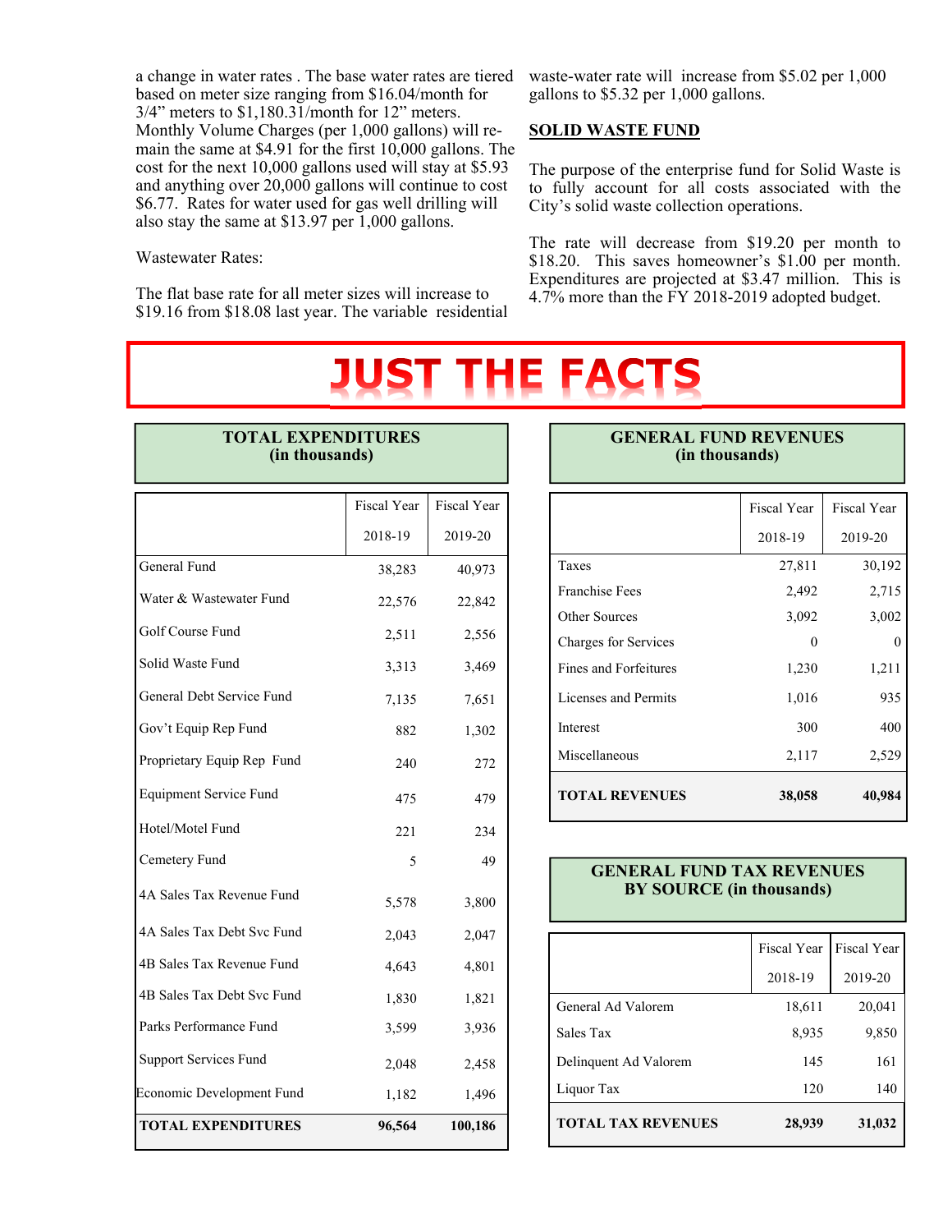a change in water rates . The base water rates are tiered based on meter size ranging from $16.04/month for 3/4" meters to $1,180.31/month for 12" meters. Monthly Volume Charges (per 1,000 gallons) will remain the same at $4.91 for the first 10,000 gallons. The cost for the next 10,000 gallons used will stay at $5.93 and anything over 20,000 gallons will continue to cost $6.77. Rates for water used for gas well drilling will also stay the same at $13.97 per 1,000 gallons.

Wastewater Rates:

The flat base rate for all meter sizes will increase to $19.16 from $18.08 last year. The variable residential waste-water rate will increase from $5.02 per 1,000 gallons to $5.32 per 1,000 gallons.

**SOLID WASTE FUND**

The purpose of the enterprise fund for Solid Waste is to fully account for all costs associated with the City's solid waste collection operations.

The rate will decrease from $19.20 per month to $18.20. This saves homeowner's $1.00 per month. Expenditures are projected at $3.47 million. This is 4.7% more than the FY 2018-2019 adopted budget.

# JUST THE FACTS

**TOTAL EXPENDITURES (in thousands)**

| | Fiscal Year 2018-19 | Fiscal Year 2019-20 |
|---|---|---|
| General Fund | 38,283 | 40,973 |
| Water & Wastewater Fund | 22,576 | 22,842 |
| Golf Course Fund | 2,511 | 2,556 |
| Solid Waste Fund | 3,313 | 3,469 |
| General Debt Service Fund | 7,135 | 7,651 |
| Gov't Equip Rep Fund | 882 | 1,302 |
| Proprietary Equip Rep Fund | 240 | 272 |
| Equipment Service Fund | 475 | 479 |
| Hotel/Motel Fund | 221 | 234 |
| Cemetery Fund | 5 | 49 |
| 4A Sales Tax Revenue Fund | 5,578 | 3,800 |
| 4A Sales Tax Debt Svc Fund | 2,043 | 2,047 |
| 4B Sales Tax Revenue Fund | 4,643 | 4,801 |
| 4B Sales Tax Debt Svc Fund | 1,830 | 1,821 |
| Parks Performance Fund | 3,599 | 3,936 |
| Support Services Fund | 2,048 | 2,458 |
| Economic Development Fund | 1,182 | 1,496 |
| **TOTAL EXPENDITURES** | **96,564** | **100,186** |

**GENERAL FUND REVENUES (in thousands)**

| | Fiscal Year 2018-19 | Fiscal Year 2019-20 |
|---|---|---|
| Taxes | 27,811 | 30,192 |
| Franchise Fees | 2,492 | 2,715 |
| Other Sources | 3,092 | 3,002 |
| Charges for Services | 0 | 0 |
| Fines and Forfeitures | 1,230 | 1,211 |
| Licenses and Permits | 1,016 | 935 |
| Interest | 300 | 400 |
| Miscellaneous | 2,117 | 2,529 |
| **TOTAL REVENUES** | **38,058** | **40,984** |

**GENERAL FUND TAX REVENUES BY SOURCE (in thousands)**

| | Fiscal Year 2018-19 | Fiscal Year 2019-20 |
|---|---|---|
| General Ad Valorem | 18,611 | 20,041 |
| Sales Tax | 8,935 | 9,850 |
| Delinquent Ad Valorem | 145 | 161 |
| Liquor Tax | 120 | 140 |
| **TOTAL TAX REVENUES** | **28,939** | **31,032** |